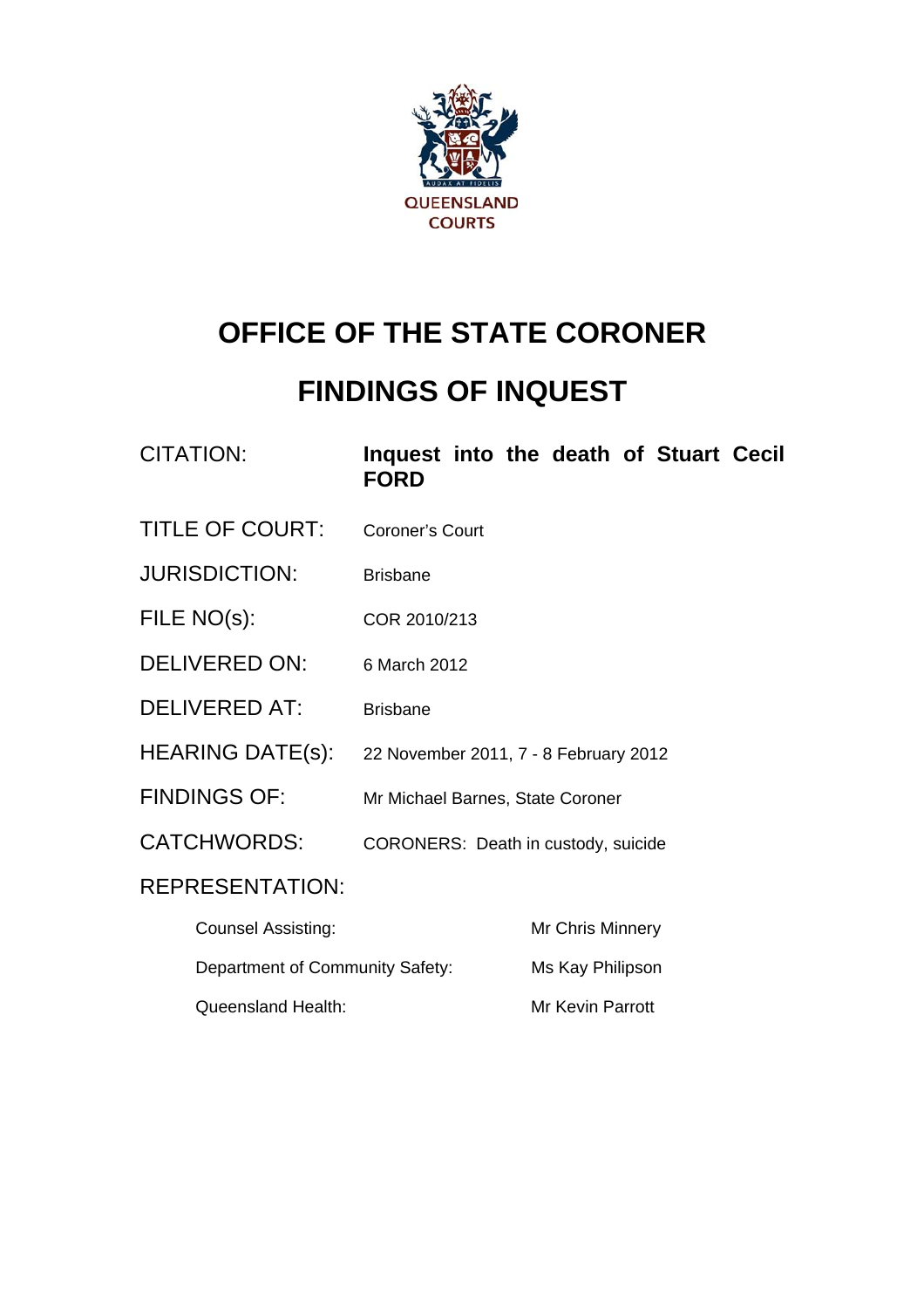QUEENSLAND COURTS

# OFFICE OF THE STATE CORONER

# FINDINGS OF INQUEST

| | |
|---|---|
| CITATION: | **Inquest into the death of Stuart Cecil FORD** |
| TITLE OF COURT: | Coroner's Court |
| JURISDICTION: | Brisbane |
| FILE NO(s): | COR 2010/213 |
| DELIVERED ON: | 6 March 2012 |
| DELIVERED AT: | Brisbane |
| HEARING DATE(s): | 22 November 2011, 7 - 8 February 2012 |
| FINDINGS OF: | Mr Michael Barnes, State Coroner |
| CATCHWORDS: | CORONERS: Death in custody, suicide |

REPRESENTATION:

| | |
|---|---|
| Counsel Assisting: | Mr Chris Minnery |
| Department of Community Safety: | Ms Kay Philipson |
| Queensland Health: | Mr Kevin Parrott |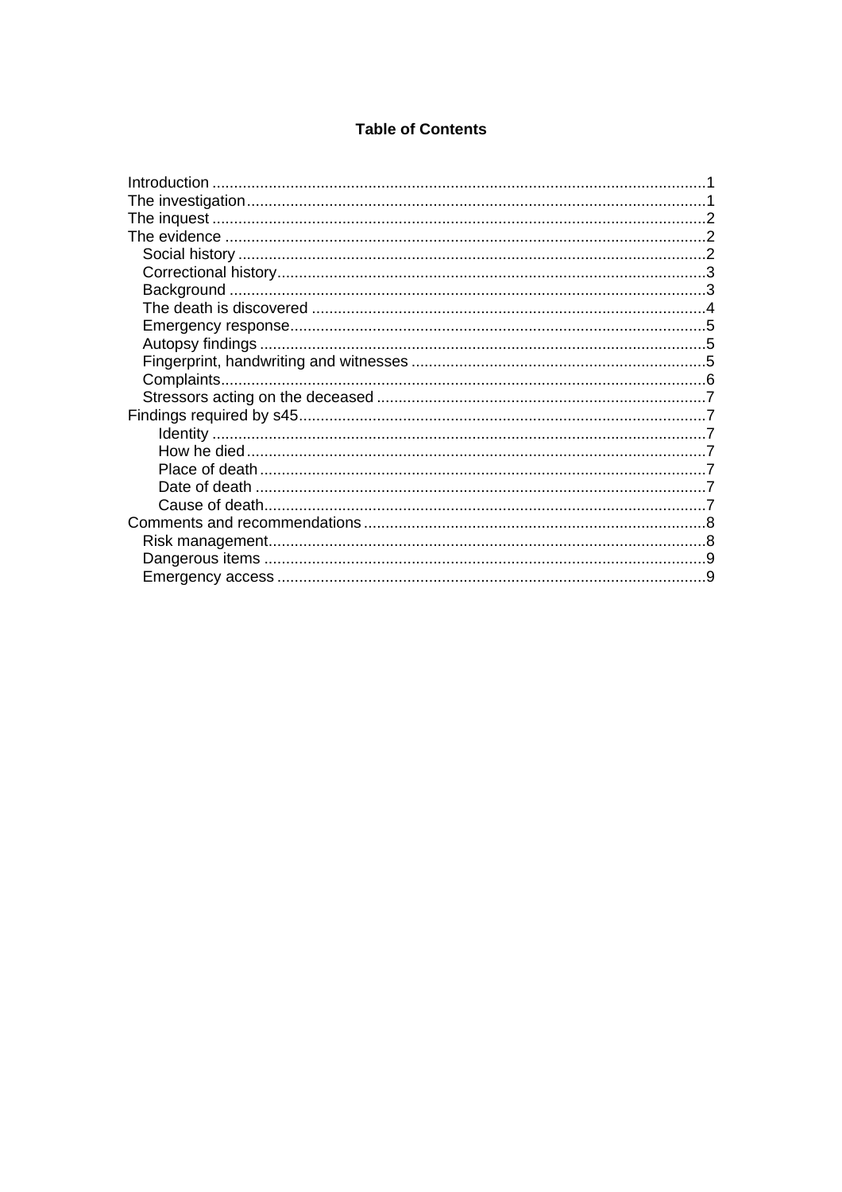# Table of Contents

- Introduction .......... 1
- The investigation .......... 1
- The inquest .......... 2
- The evidence .......... 2
  - Social history .......... 2
  - Correctional history .......... 3
  - Background .......... 3
  - The death is discovered .......... 4
  - Emergency response .......... 5
  - Autopsy findings .......... 5
  - Fingerprint, handwriting and witnesses .......... 5
  - Complaints .......... 6
  - Stressors acting on the deceased .......... 7
- Findings required by s45 .......... 7
  - Identity .......... 7
  - How he died .......... 7
  - Place of death .......... 7
  - Date of death .......... 7
  - Cause of death .......... 7
- Comments and recommendations .......... 8
  - Risk management .......... 8
  - Dangerous items .......... 9
  - Emergency access .......... 9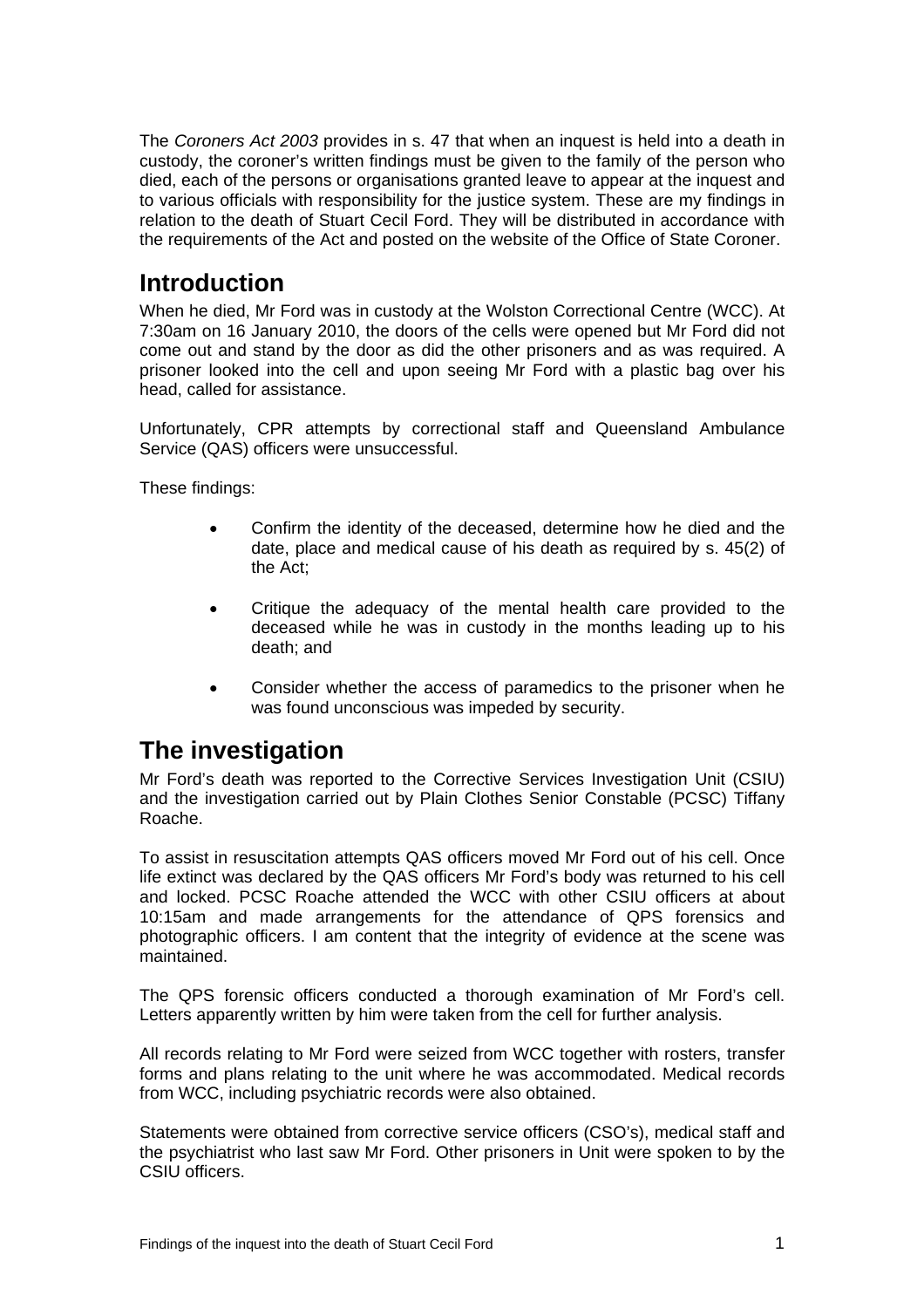The *Coroners Act 2003* provides in s. 47 that when an inquest is held into a death in custody, the coroner's written findings must be given to the family of the person who died, each of the persons or organisations granted leave to appear at the inquest and to various officials with responsibility for the justice system. These are my findings in relation to the death of Stuart Cecil Ford. They will be distributed in accordance with the requirements of the Act and posted on the website of the Office of State Coroner.

## Introduction

When he died, Mr Ford was in custody at the Wolston Correctional Centre (WCC). At 7:30am on 16 January 2010, the doors of the cells were opened but Mr Ford did not come out and stand by the door as did the other prisoners and as was required. A prisoner looked into the cell and upon seeing Mr Ford with a plastic bag over his head, called for assistance.

Unfortunately, CPR attempts by correctional staff and Queensland Ambulance Service (QAS) officers were unsuccessful.

These findings:

- Confirm the identity of the deceased, determine how he died and the date, place and medical cause of his death as required by s. 45(2) of the Act;
- Critique the adequacy of the mental health care provided to the deceased while he was in custody in the months leading up to his death; and
- Consider whether the access of paramedics to the prisoner when he was found unconscious was impeded by security.

## The investigation

Mr Ford's death was reported to the Corrective Services Investigation Unit (CSIU) and the investigation carried out by Plain Clothes Senior Constable (PCSC) Tiffany Roache.

To assist in resuscitation attempts QAS officers moved Mr Ford out of his cell. Once life extinct was declared by the QAS officers Mr Ford's body was returned to his cell and locked. PCSC Roache attended the WCC with other CSIU officers at about 10:15am and made arrangements for the attendance of QPS forensics and photographic officers. I am content that the integrity of evidence at the scene was maintained.

The QPS forensic officers conducted a thorough examination of Mr Ford's cell. Letters apparently written by him were taken from the cell for further analysis.

All records relating to Mr Ford were seized from WCC together with rosters, transfer forms and plans relating to the unit where he was accommodated. Medical records from WCC, including psychiatric records were also obtained.

Statements were obtained from corrective service officers (CSO's), medical staff and the psychiatrist who last saw Mr Ford. Other prisoners in Unit were spoken to by the CSIU officers.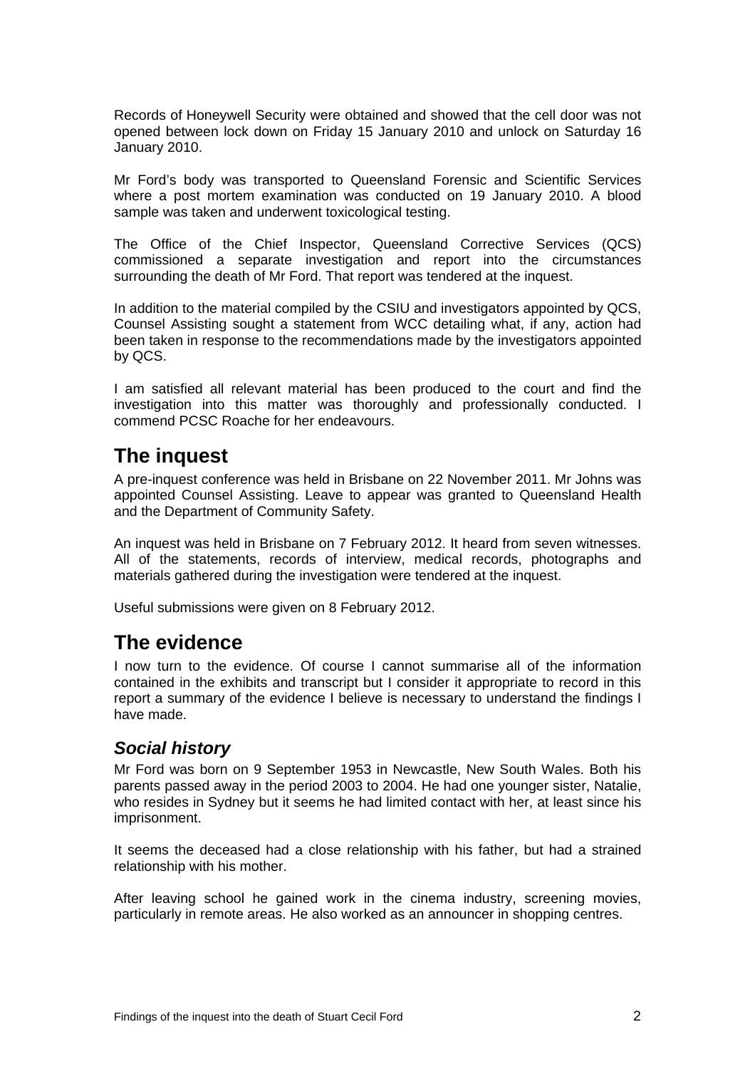Records of Honeywell Security were obtained and showed that the cell door was not opened between lock down on Friday 15 January 2010 and unlock on Saturday 16 January 2010.

Mr Ford's body was transported to Queensland Forensic and Scientific Services where a post mortem examination was conducted on 19 January 2010. A blood sample was taken and underwent toxicological testing.

The Office of the Chief Inspector, Queensland Corrective Services (QCS) commissioned a separate investigation and report into the circumstances surrounding the death of Mr Ford. That report was tendered at the inquest.

In addition to the material compiled by the CSIU and investigators appointed by QCS, Counsel Assisting sought a statement from WCC detailing what, if any, action had been taken in response to the recommendations made by the investigators appointed by QCS.

I am satisfied all relevant material has been produced to the court and find the investigation into this matter was thoroughly and professionally conducted. I commend PCSC Roache for her endeavours.

## The inquest

A pre-inquest conference was held in Brisbane on 22 November 2011. Mr Johns was appointed Counsel Assisting. Leave to appear was granted to Queensland Health and the Department of Community Safety.

An inquest was held in Brisbane on 7 February 2012. It heard from seven witnesses. All of the statements, records of interview, medical records, photographs and materials gathered during the investigation were tendered at the inquest.

Useful submissions were given on 8 February 2012.

## The evidence

I now turn to the evidence. Of course I cannot summarise all of the information contained in the exhibits and transcript but I consider it appropriate to record in this report a summary of the evidence I believe is necessary to understand the findings I have made.

### *Social history*

Mr Ford was born on 9 September 1953 in Newcastle, New South Wales. Both his parents passed away in the period 2003 to 2004. He had one younger sister, Natalie, who resides in Sydney but it seems he had limited contact with her, at least since his imprisonment.

It seems the deceased had a close relationship with his father, but had a strained relationship with his mother.

After leaving school he gained work in the cinema industry, screening movies, particularly in remote areas. He also worked as an announcer in shopping centres.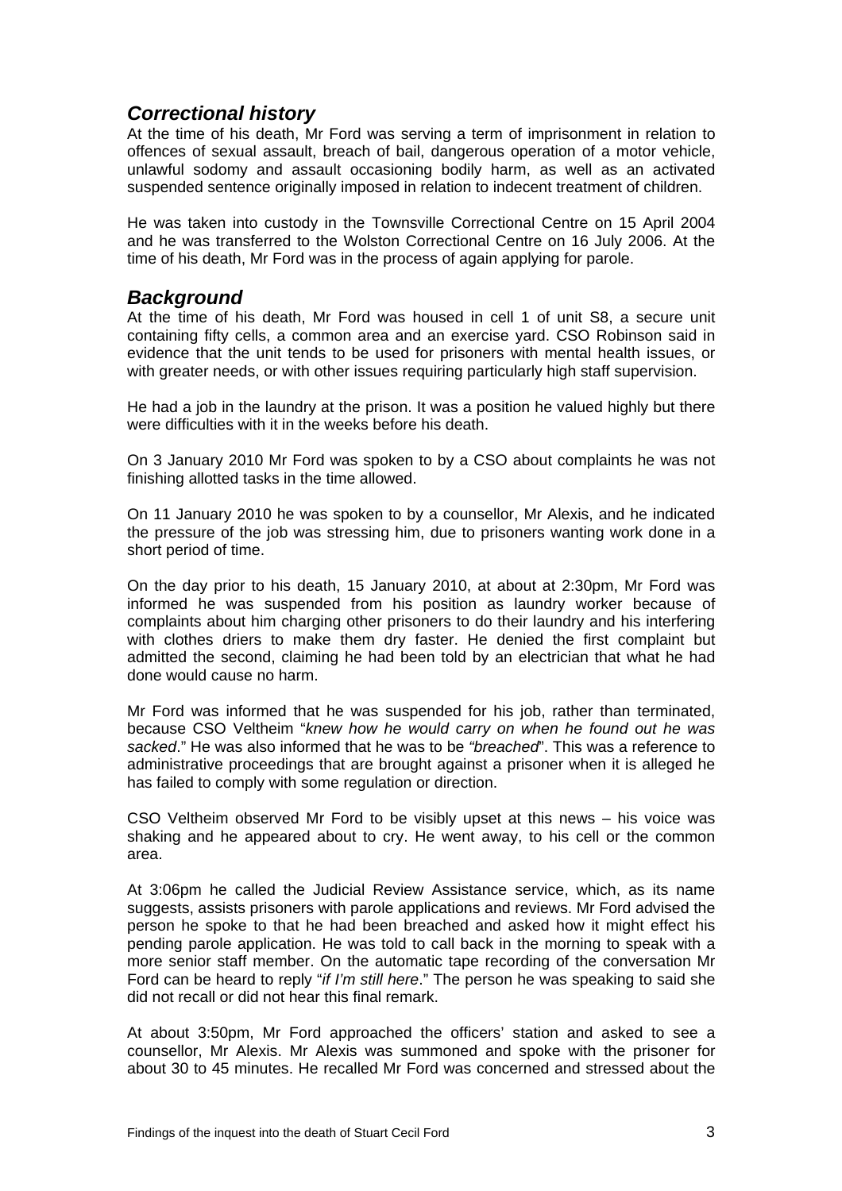## *Correctional history*

At the time of his death, Mr Ford was serving a term of imprisonment in relation to offences of sexual assault, breach of bail, dangerous operation of a motor vehicle, unlawful sodomy and assault occasioning bodily harm, as well as an activated suspended sentence originally imposed in relation to indecent treatment of children.

He was taken into custody in the Townsville Correctional Centre on 15 April 2004 and he was transferred to the Wolston Correctional Centre on 16 July 2006. At the time of his death, Mr Ford was in the process of again applying for parole.

## *Background*

At the time of his death, Mr Ford was housed in cell 1 of unit S8, a secure unit containing fifty cells, a common area and an exercise yard. CSO Robinson said in evidence that the unit tends to be used for prisoners with mental health issues, or with greater needs, or with other issues requiring particularly high staff supervision.

He had a job in the laundry at the prison. It was a position he valued highly but there were difficulties with it in the weeks before his death.

On 3 January 2010 Mr Ford was spoken to by a CSO about complaints he was not finishing allotted tasks in the time allowed.

On 11 January 2010 he was spoken to by a counsellor, Mr Alexis, and he indicated the pressure of the job was stressing him, due to prisoners wanting work done in a short period of time.

On the day prior to his death, 15 January 2010, at about at 2:30pm, Mr Ford was informed he was suspended from his position as laundry worker because of complaints about him charging other prisoners to do their laundry and his interfering with clothes driers to make them dry faster. He denied the first complaint but admitted the second, claiming he had been told by an electrician that what he had done would cause no harm.

Mr Ford was informed that he was suspended for his job, rather than terminated, because CSO Veltheim "*knew how he would carry on when he found out he was sacked*." He was also informed that he was to be *"breached*". This was a reference to administrative proceedings that are brought against a prisoner when it is alleged he has failed to comply with some regulation or direction.

CSO Veltheim observed Mr Ford to be visibly upset at this news – his voice was shaking and he appeared about to cry. He went away, to his cell or the common area.

At 3:06pm he called the Judicial Review Assistance service, which, as its name suggests, assists prisoners with parole applications and reviews. Mr Ford advised the person he spoke to that he had been breached and asked how it might effect his pending parole application. He was told to call back in the morning to speak with a more senior staff member. On the automatic tape recording of the conversation Mr Ford can be heard to reply "*if I'm still here*." The person he was speaking to said she did not recall or did not hear this final remark.

At about 3:50pm, Mr Ford approached the officers' station and asked to see a counsellor, Mr Alexis. Mr Alexis was summoned and spoke with the prisoner for about 30 to 45 minutes. He recalled Mr Ford was concerned and stressed about the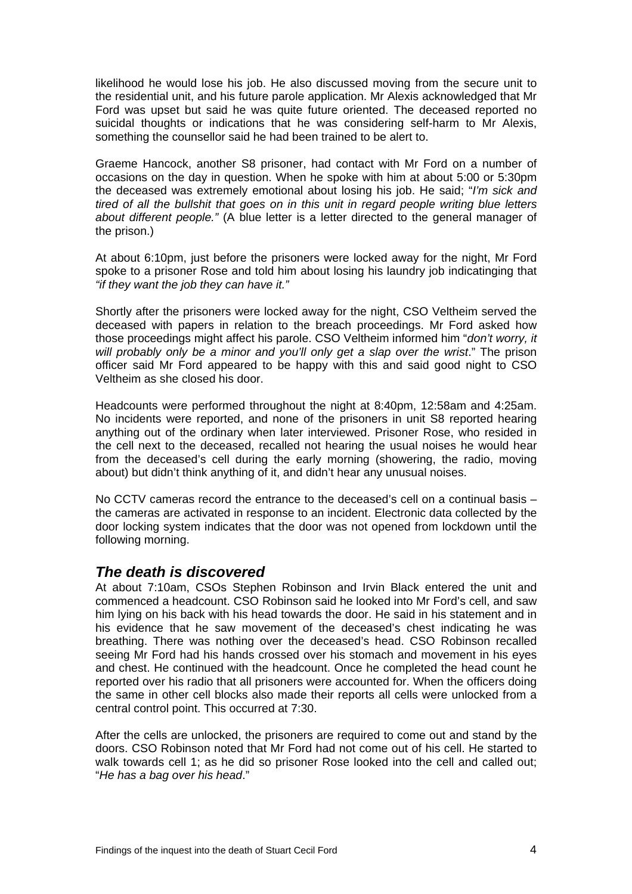likelihood he would lose his job. He also discussed moving from the secure unit to the residential unit, and his future parole application. Mr Alexis acknowledged that Mr Ford was upset but said he was quite future oriented. The deceased reported no suicidal thoughts or indications that he was considering self-harm to Mr Alexis, something the counsellor said he had been trained to be alert to.

Graeme Hancock, another S8 prisoner, had contact with Mr Ford on a number of occasions on the day in question. When he spoke with him at about 5:00 or 5:30pm the deceased was extremely emotional about losing his job. He said; "*I'm sick and tired of all the bullshit that goes on in this unit in regard people writing blue letters about different people.*" (A blue letter is a letter directed to the general manager of the prison.)

At about 6:10pm, just before the prisoners were locked away for the night, Mr Ford spoke to a prisoner Rose and told him about losing his laundry job indicatinging that *"if they want the job they can have it."*

Shortly after the prisoners were locked away for the night, CSO Veltheim served the deceased with papers in relation to the breach proceedings. Mr Ford asked how those proceedings might affect his parole. CSO Veltheim informed him "*don't worry, it will probably only be a minor and you'll only get a slap over the wrist*." The prison officer said Mr Ford appeared to be happy with this and said good night to CSO Veltheim as she closed his door.

Headcounts were performed throughout the night at 8:40pm, 12:58am and 4:25am. No incidents were reported, and none of the prisoners in unit S8 reported hearing anything out of the ordinary when later interviewed. Prisoner Rose, who resided in the cell next to the deceased, recalled not hearing the usual noises he would hear from the deceased's cell during the early morning (showering, the radio, moving about) but didn't think anything of it, and didn't hear any unusual noises.

No CCTV cameras record the entrance to the deceased's cell on a continual basis – the cameras are activated in response to an incident. Electronic data collected by the door locking system indicates that the door was not opened from lockdown until the following morning.

## *The death is discovered*

At about 7:10am, CSOs Stephen Robinson and Irvin Black entered the unit and commenced a headcount. CSO Robinson said he looked into Mr Ford's cell, and saw him lying on his back with his head towards the door. He said in his statement and in his evidence that he saw movement of the deceased's chest indicating he was breathing. There was nothing over the deceased's head. CSO Robinson recalled seeing Mr Ford had his hands crossed over his stomach and movement in his eyes and chest. He continued with the headcount. Once he completed the head count he reported over his radio that all prisoners were accounted for. When the officers doing the same in other cell blocks also made their reports all cells were unlocked from a central control point. This occurred at 7:30.

After the cells are unlocked, the prisoners are required to come out and stand by the doors. CSO Robinson noted that Mr Ford had not come out of his cell. He started to walk towards cell 1; as he did so prisoner Rose looked into the cell and called out; "*He has a bag over his head*."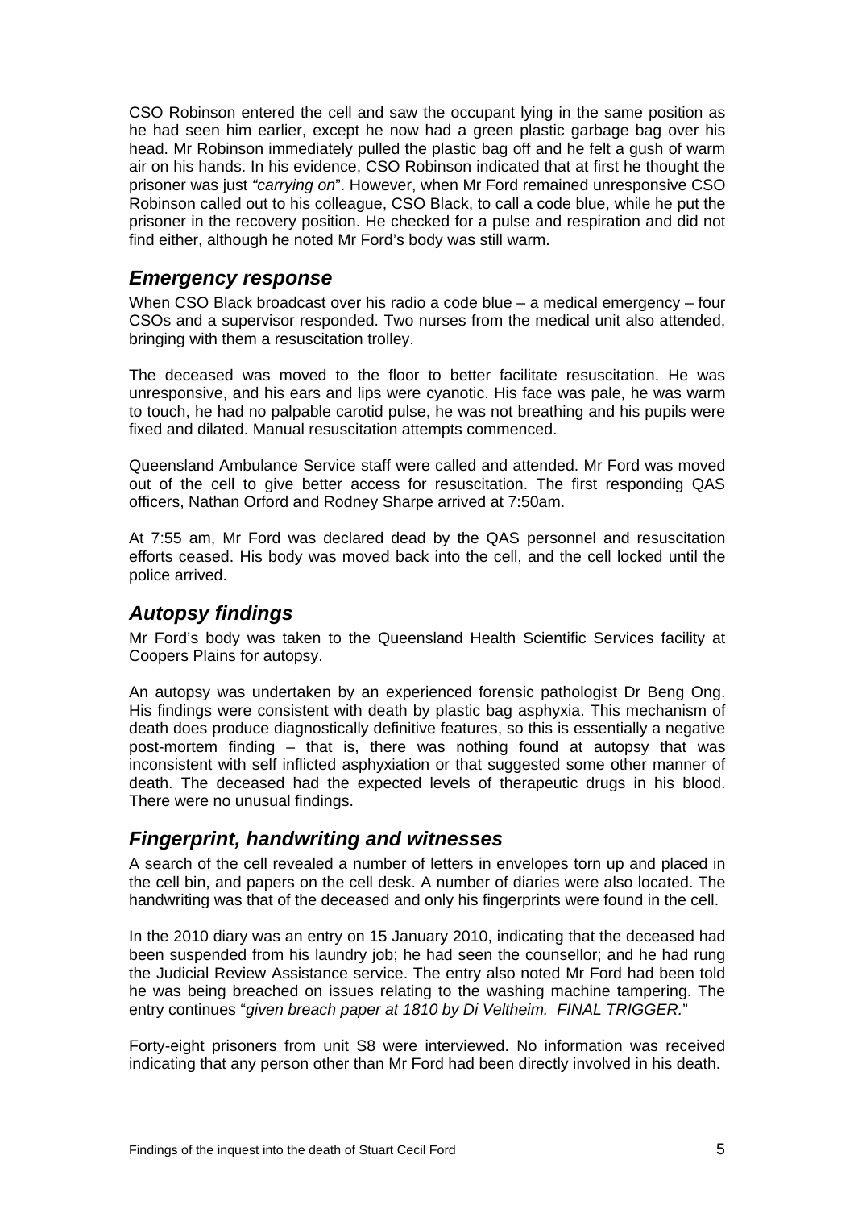CSO Robinson entered the cell and saw the occupant lying in the same position as he had seen him earlier, except he now had a green plastic garbage bag over his head. Mr Robinson immediately pulled the plastic bag off and he felt a gush of warm air on his hands. In his evidence, CSO Robinson indicated that at first he thought the prisoner was just *"carrying on*". However, when Mr Ford remained unresponsive CSO Robinson called out to his colleague, CSO Black, to call a code blue, while he put the prisoner in the recovery position. He checked for a pulse and respiration and did not find either, although he noted Mr Ford's body was still warm.

## *Emergency response*

When CSO Black broadcast over his radio a code blue – a medical emergency – four CSOs and a supervisor responded. Two nurses from the medical unit also attended, bringing with them a resuscitation trolley.

The deceased was moved to the floor to better facilitate resuscitation. He was unresponsive, and his ears and lips were cyanotic. His face was pale, he was warm to touch, he had no palpable carotid pulse, he was not breathing and his pupils were fixed and dilated. Manual resuscitation attempts commenced.

Queensland Ambulance Service staff were called and attended. Mr Ford was moved out of the cell to give better access for resuscitation. The first responding QAS officers, Nathan Orford and Rodney Sharpe arrived at 7:50am.

At 7:55 am, Mr Ford was declared dead by the QAS personnel and resuscitation efforts ceased. His body was moved back into the cell, and the cell locked until the police arrived.

## *Autopsy findings*

Mr Ford's body was taken to the Queensland Health Scientific Services facility at Coopers Plains for autopsy.

An autopsy was undertaken by an experienced forensic pathologist Dr Beng Ong. His findings were consistent with death by plastic bag asphyxia. This mechanism of death does produce diagnostically definitive features, so this is essentially a negative post-mortem finding – that is, there was nothing found at autopsy that was inconsistent with self inflicted asphyxiation or that suggested some other manner of death. The deceased had the expected levels of therapeutic drugs in his blood. There were no unusual findings.

## *Fingerprint, handwriting and witnesses*

A search of the cell revealed a number of letters in envelopes torn up and placed in the cell bin, and papers on the cell desk. A number of diaries were also located. The handwriting was that of the deceased and only his fingerprints were found in the cell.

In the 2010 diary was an entry on 15 January 2010, indicating that the deceased had been suspended from his laundry job; he had seen the counsellor; and he had rung the Judicial Review Assistance service. The entry also noted Mr Ford had been told he was being breached on issues relating to the washing machine tampering. The entry continues "*given breach paper at 1810 by Di Veltheim. FINAL TRIGGER.*"

Forty-eight prisoners from unit S8 were interviewed. No information was received indicating that any person other than Mr Ford had been directly involved in his death.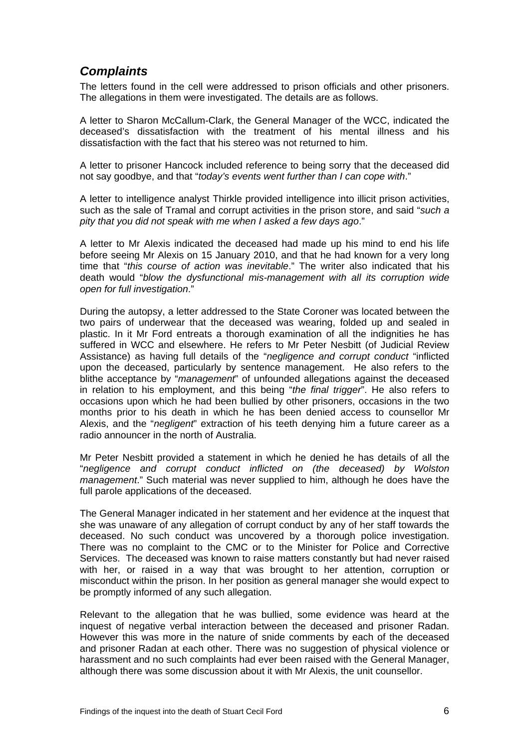## *Complaints*

The letters found in the cell were addressed to prison officials and other prisoners. The allegations in them were investigated. The details are as follows.

A letter to Sharon McCallum-Clark, the General Manager of the WCC, indicated the deceased's dissatisfaction with the treatment of his mental illness and his dissatisfaction with the fact that his stereo was not returned to him.

A letter to prisoner Hancock included reference to being sorry that the deceased did not say goodbye, and that "*today's events went further than I can cope with*."

A letter to intelligence analyst Thirkle provided intelligence into illicit prison activities, such as the sale of Tramal and corrupt activities in the prison store, and said "*such a pity that you did not speak with me when I asked a few days ago*."

A letter to Mr Alexis indicated the deceased had made up his mind to end his life before seeing Mr Alexis on 15 January 2010, and that he had known for a very long time that "*this course of action was inevitable*." The writer also indicated that his death would "*blow the dysfunctional mis-management with all its corruption wide open for full investigation*."

During the autopsy, a letter addressed to the State Coroner was located between the two pairs of underwear that the deceased was wearing, folded up and sealed in plastic. In it Mr Ford entreats a thorough examination of all the indignities he has suffered in WCC and elsewhere. He refers to Mr Peter Nesbitt (of Judicial Review Assistance) as having full details of the "*negligence and corrupt conduct* "inflicted upon the deceased, particularly by sentence management. He also refers to the blithe acceptance by "*management*" of unfounded allegations against the deceased in relation to his employment, and this being "*the final trigger*". He also refers to occasions upon which he had been bullied by other prisoners, occasions in the two months prior to his death in which he has been denied access to counsellor Mr Alexis, and the "*negligent*" extraction of his teeth denying him a future career as a radio announcer in the north of Australia.

Mr Peter Nesbitt provided a statement in which he denied he has details of all the "*negligence and corrupt conduct inflicted on (the deceased) by Wolston management*." Such material was never supplied to him, although he does have the full parole applications of the deceased.

The General Manager indicated in her statement and her evidence at the inquest that she was unaware of any allegation of corrupt conduct by any of her staff towards the deceased. No such conduct was uncovered by a thorough police investigation. There was no complaint to the CMC or to the Minister for Police and Corrective Services. The deceased was known to raise matters constantly but had never raised with her, or raised in a way that was brought to her attention, corruption or misconduct within the prison. In her position as general manager she would expect to be promptly informed of any such allegation.

Relevant to the allegation that he was bullied, some evidence was heard at the inquest of negative verbal interaction between the deceased and prisoner Radan. However this was more in the nature of snide comments by each of the deceased and prisoner Radan at each other. There was no suggestion of physical violence or harassment and no such complaints had ever been raised with the General Manager, although there was some discussion about it with Mr Alexis, the unit counsellor.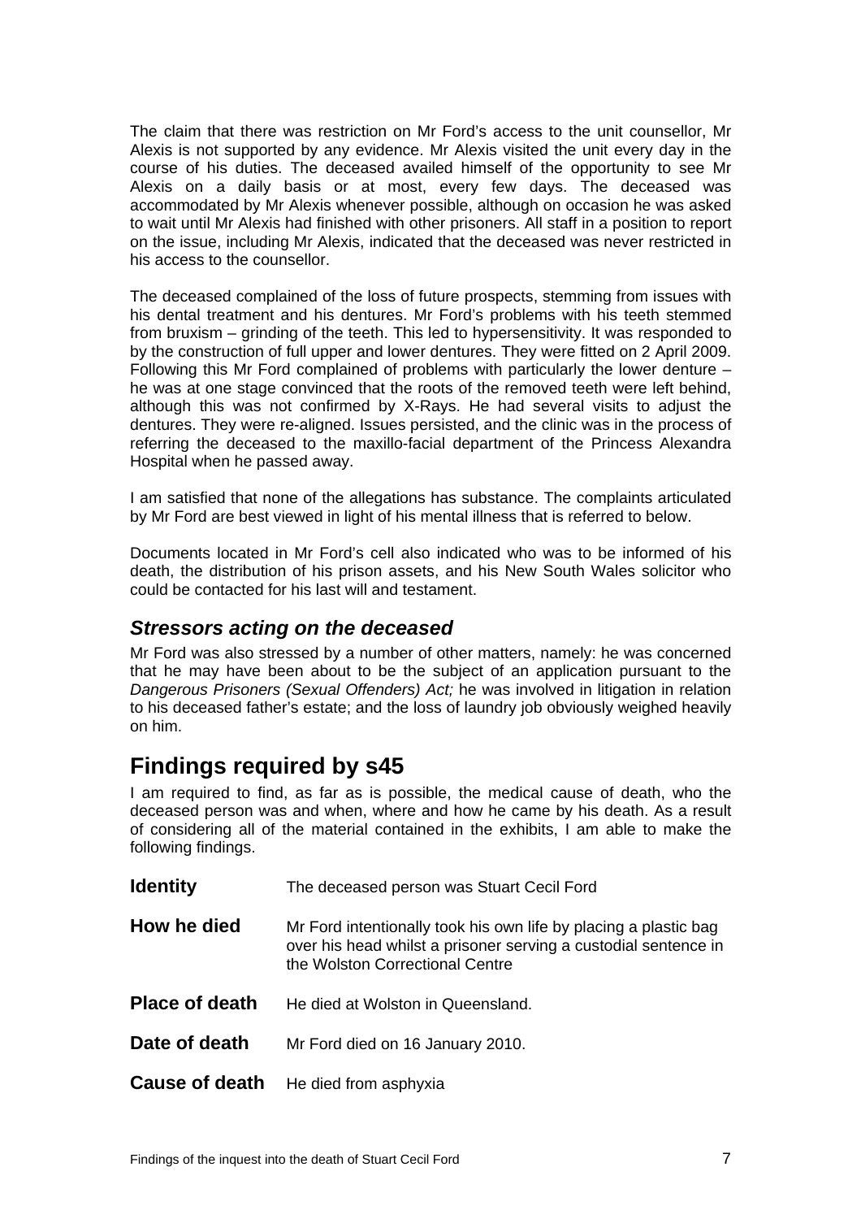The claim that there was restriction on Mr Ford's access to the unit counsellor, Mr Alexis is not supported by any evidence. Mr Alexis visited the unit every day in the course of his duties. The deceased availed himself of the opportunity to see Mr Alexis on a daily basis or at most, every few days. The deceased was accommodated by Mr Alexis whenever possible, although on occasion he was asked to wait until Mr Alexis had finished with other prisoners. All staff in a position to report on the issue, including Mr Alexis, indicated that the deceased was never restricted in his access to the counsellor.

The deceased complained of the loss of future prospects, stemming from issues with his dental treatment and his dentures. Mr Ford's problems with his teeth stemmed from bruxism – grinding of the teeth. This led to hypersensitivity. It was responded to by the construction of full upper and lower dentures. They were fitted on 2 April 2009. Following this Mr Ford complained of problems with particularly the lower denture – he was at one stage convinced that the roots of the removed teeth were left behind, although this was not confirmed by X-Rays. He had several visits to adjust the dentures. They were re-aligned. Issues persisted, and the clinic was in the process of referring the deceased to the maxillo-facial department of the Princess Alexandra Hospital when he passed away.

I am satisfied that none of the allegations has substance. The complaints articulated by Mr Ford are best viewed in light of his mental illness that is referred to below.

Documents located in Mr Ford's cell also indicated who was to be informed of his death, the distribution of his prison assets, and his New South Wales solicitor who could be contacted for his last will and testament.

### *Stressors acting on the deceased*

Mr Ford was also stressed by a number of other matters, namely: he was concerned that he may have been about to be the subject of an application pursuant to the *Dangerous Prisoners (Sexual Offenders) Act;* he was involved in litigation in relation to his deceased father's estate; and the loss of laundry job obviously weighed heavily on him.

## Findings required by s45

I am required to find, as far as is possible, the medical cause of death, who the deceased person was and when, where and how he came by his death. As a result of considering all of the material contained in the exhibits, I am able to make the following findings.

**Identity** The deceased person was Stuart Cecil Ford

**How he died** Mr Ford intentionally took his own life by placing a plastic bag over his head whilst a prisoner serving a custodial sentence in the Wolston Correctional Centre

**Place of death** He died at Wolston in Queensland.

**Date of death** Mr Ford died on 16 January 2010.

**Cause of death** He died from asphyxia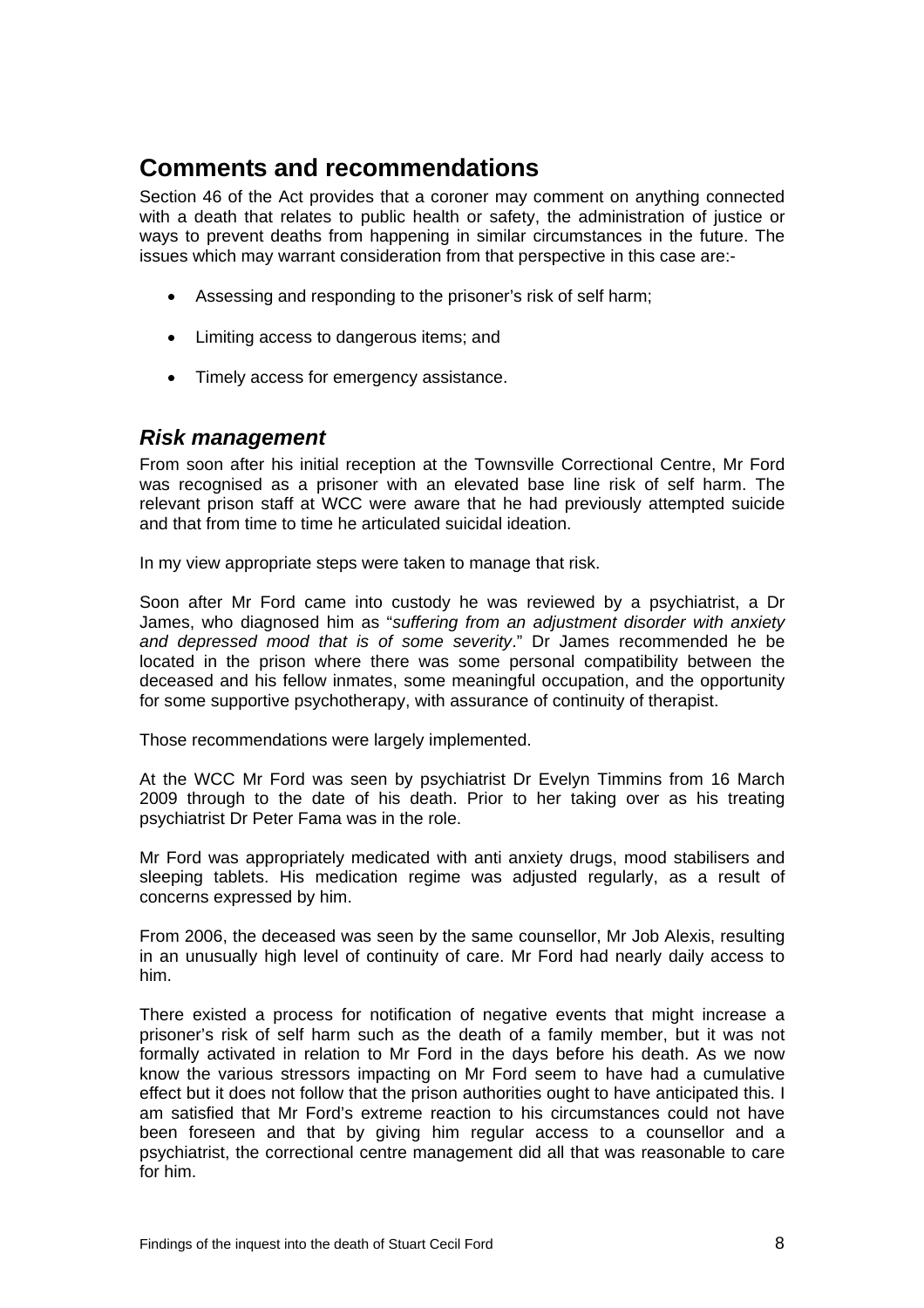## Comments and recommendations

Section 46 of the Act provides that a coroner may comment on anything connected with a death that relates to public health or safety, the administration of justice or ways to prevent deaths from happening in similar circumstances in the future. The issues which may warrant consideration from that perspective in this case are:-

- Assessing and responding to the prisoner's risk of self harm;
- Limiting access to dangerous items; and
- Timely access for emergency assistance.

### *Risk management*

From soon after his initial reception at the Townsville Correctional Centre, Mr Ford was recognised as a prisoner with an elevated base line risk of self harm. The relevant prison staff at WCC were aware that he had previously attempted suicide and that from time to time he articulated suicidal ideation.

In my view appropriate steps were taken to manage that risk.

Soon after Mr Ford came into custody he was reviewed by a psychiatrist, a Dr James, who diagnosed him as "*suffering from an adjustment disorder with anxiety and depressed mood that is of some severity*." Dr James recommended he be located in the prison where there was some personal compatibility between the deceased and his fellow inmates, some meaningful occupation, and the opportunity for some supportive psychotherapy, with assurance of continuity of therapist.

Those recommendations were largely implemented.

At the WCC Mr Ford was seen by psychiatrist Dr Evelyn Timmins from 16 March 2009 through to the date of his death. Prior to her taking over as his treating psychiatrist Dr Peter Fama was in the role.

Mr Ford was appropriately medicated with anti anxiety drugs, mood stabilisers and sleeping tablets. His medication regime was adjusted regularly, as a result of concerns expressed by him.

From 2006, the deceased was seen by the same counsellor, Mr Job Alexis, resulting in an unusually high level of continuity of care. Mr Ford had nearly daily access to him.

There existed a process for notification of negative events that might increase a prisoner's risk of self harm such as the death of a family member, but it was not formally activated in relation to Mr Ford in the days before his death. As we now know the various stressors impacting on Mr Ford seem to have had a cumulative effect but it does not follow that the prison authorities ought to have anticipated this. I am satisfied that Mr Ford's extreme reaction to his circumstances could not have been foreseen and that by giving him regular access to a counsellor and a psychiatrist, the correctional centre management did all that was reasonable to care for him.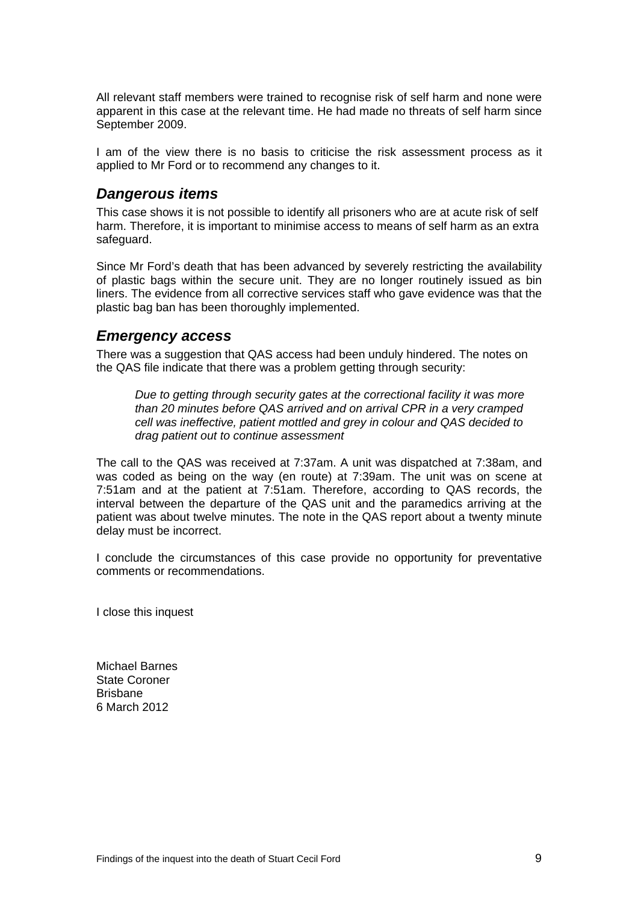All relevant staff members were trained to recognise risk of self harm and none were apparent in this case at the relevant time. He had made no threats of self harm since September 2009.

I am of the view there is no basis to criticise the risk assessment process as it applied to Mr Ford or to recommend any changes to it.

## *Dangerous items*

This case shows it is not possible to identify all prisoners who are at acute risk of self harm. Therefore, it is important to minimise access to means of self harm as an extra safeguard.

Since Mr Ford's death that has been advanced by severely restricting the availability of plastic bags within the secure unit. They are no longer routinely issued as bin liners. The evidence from all corrective services staff who gave evidence was that the plastic bag ban has been thoroughly implemented.

## *Emergency access*

There was a suggestion that QAS access had been unduly hindered. The notes on the QAS file indicate that there was a problem getting through security:

> *Due to getting through security gates at the correctional facility it was more than 20 minutes before QAS arrived and on arrival CPR in a very cramped cell was ineffective, patient mottled and grey in colour and QAS decided to drag patient out to continue assessment*

The call to the QAS was received at 7:37am. A unit was dispatched at 7:38am, and was coded as being on the way (en route) at 7:39am. The unit was on scene at 7:51am and at the patient at 7:51am. Therefore, according to QAS records, the interval between the departure of the QAS unit and the paramedics arriving at the patient was about twelve minutes. The note in the QAS report about a twenty minute delay must be incorrect.

I conclude the circumstances of this case provide no opportunity for preventative comments or recommendations.

I close this inquest

Michael Barnes
State Coroner
Brisbane
6 March 2012